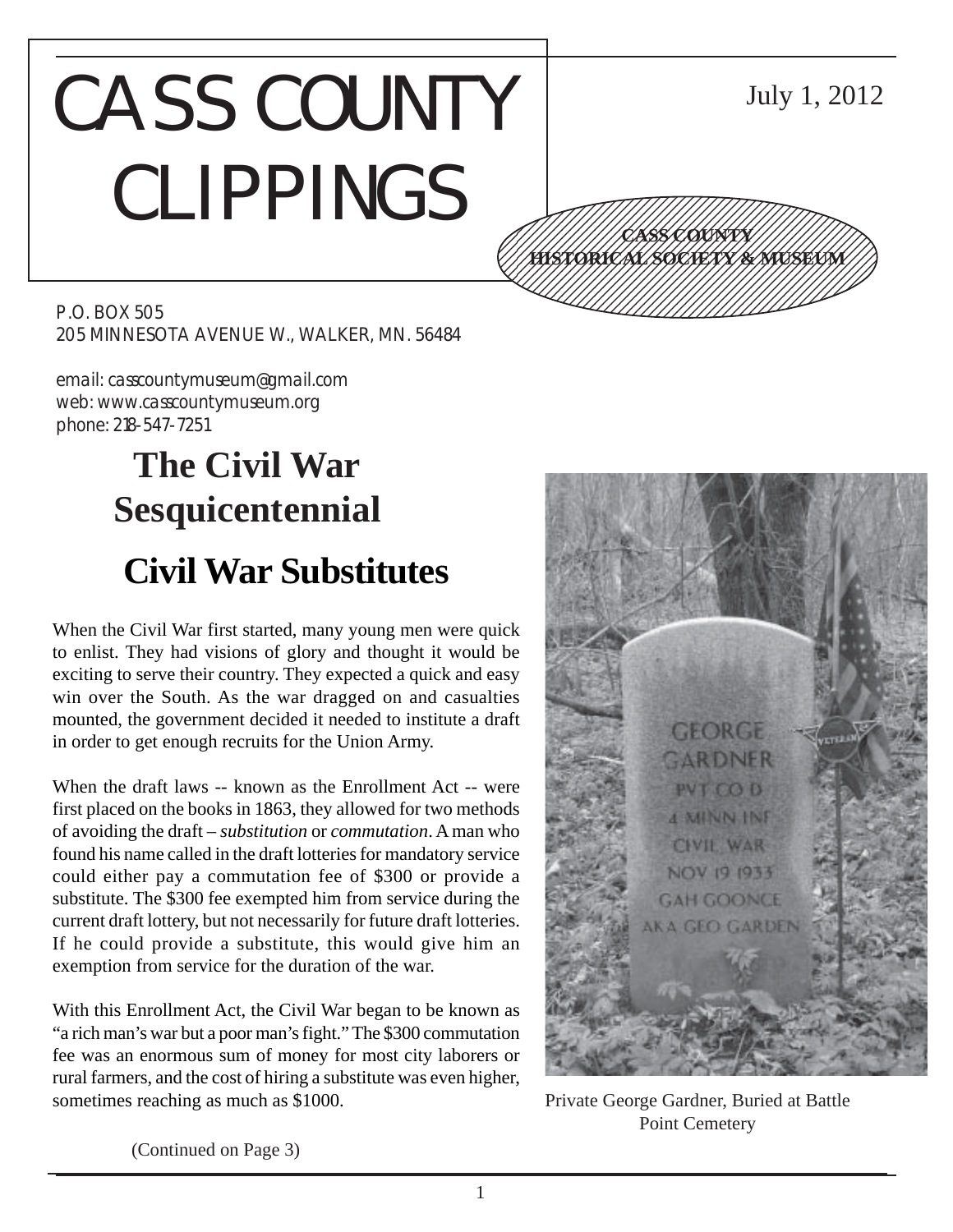# CASS COUNTY CLIPPINGS

July 1, 2012

**CASS COUNTY HISTORICAL SOCIETY & MUSEUM**

P.O. BOX 505
205 MINNESOTA AVENUE W., WALKER, MN. 56484

email: casscountymuseum@gmail.com
web: www.casscountymuseum.org
phone: 218-547-7251

## The Civil War Sesquicentennial

## Civil War Substitutes

When the Civil War first started, many young men were quick to enlist. They had visions of glory and thought it would be exciting to serve their country. They expected a quick and easy win over the South. As the war dragged on and casualties mounted, the government decided it needed to institute a draft in order to get enough recruits for the Union Army.

When the draft laws -- known as the Enrollment Act -- were first placed on the books in 1863, they allowed for two methods of avoiding the draft – *substitution* or *commutation*. A man who found his name called in the draft lotteries for mandatory service could either pay a commutation fee of $300 or provide a substitute. The $300 fee exempted him from service during the current draft lottery, but not necessarily for future draft lotteries. If he could provide a substitute, this would give him an exemption from service for the duration of the war.

With this Enrollment Act, the Civil War began to be known as "a rich man's war but a poor man's fight." The $300 commutation fee was an enormous sum of money for most city laborers or rural farmers, and the cost of hiring a substitute was even higher, sometimes reaching as much as $1000.

(Continued on Page 3)

Private George Gardner, Buried at Battle Point Cemetery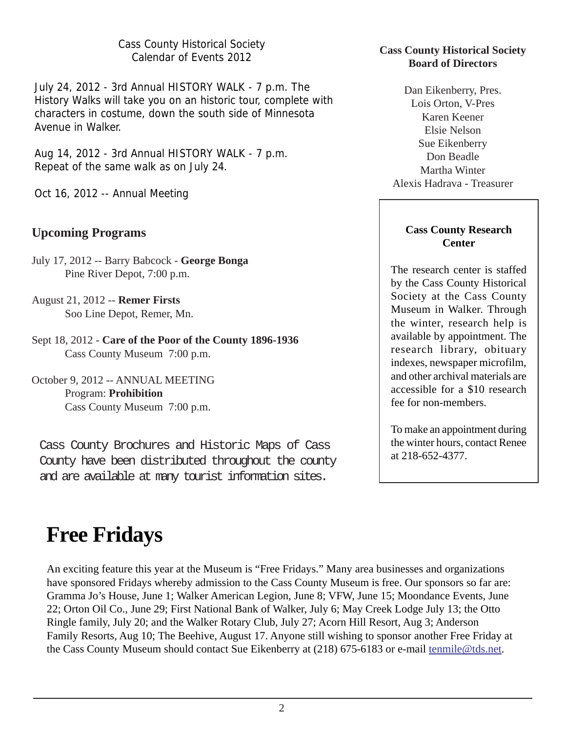Cass County Historical Society
Calendar of Events 2012

July 24, 2012 - 3rd Annual HISTORY WALK - 7 p.m. The History Walks will take you on an historic tour, complete with characters in costume, down the south side of Minnesota Avenue in Walker.

Aug 14, 2012 - 3rd Annual HISTORY WALK - 7 p.m. Repeat of the same walk as on July 24.

Oct 16, 2012 -- Annual Meeting

## Upcoming Programs

July 17, 2012 -- Barry Babcock - **George Bonga**
Pine River Depot, 7:00 p.m.

August 21, 2012 -- **Remer Firsts**
Soo Line Depot, Remer, Mn.

Sept 18, 2012 - **Care of the Poor of the County 1896-1936**
Cass County Museum 7:00 p.m.

October 9, 2012 -- ANNUAL MEETING
Program: **Prohibition**
Cass County Museum 7:00 p.m.

Cass County Brochures and Historic Maps of Cass County have been distributed throughout the county and are available at many tourist information sites.

**Cass County Historical Society Board of Directors**

Dan Eikenberry, Pres.
Lois Orton, V-Pres
Karen Keener
Elsie Nelson
Sue Eikenberry
Don Beadle
Martha Winter
Alexis Hadrava - Treasurer

**Cass County Research Center**

The research center is staffed by the Cass County Historical Society at the Cass County Museum in Walker. Through the winter, research help is available by appointment. The research library, obituary indexes, newspaper microfilm, and other archival materials are accessible for a $10 research fee for non-members.

To make an appointment during the winter hours, contact Renee at 218-652-4377.

# Free Fridays

An exciting feature this year at the Museum is "Free Fridays." Many area businesses and organizations have sponsored Fridays whereby admission to the Cass County Museum is free. Our sponsors so far are: Gramma Jo's House, June 1; Walker American Legion, June 8; VFW, June 15; Moondance Events, June 22; Orton Oil Co., June 29; First National Bank of Walker, July 6; May Creek Lodge July 13; the Otto Ringle family, July 20; and the Walker Rotary Club, July 27; Acorn Hill Resort, Aug 3; Anderson Family Resorts, Aug 10; The Beehive, August 17. Anyone still wishing to sponsor another Free Friday at the Cass County Museum should contact Sue Eikenberry at (218) 675-6183 or e-mail tenmile@tds.net.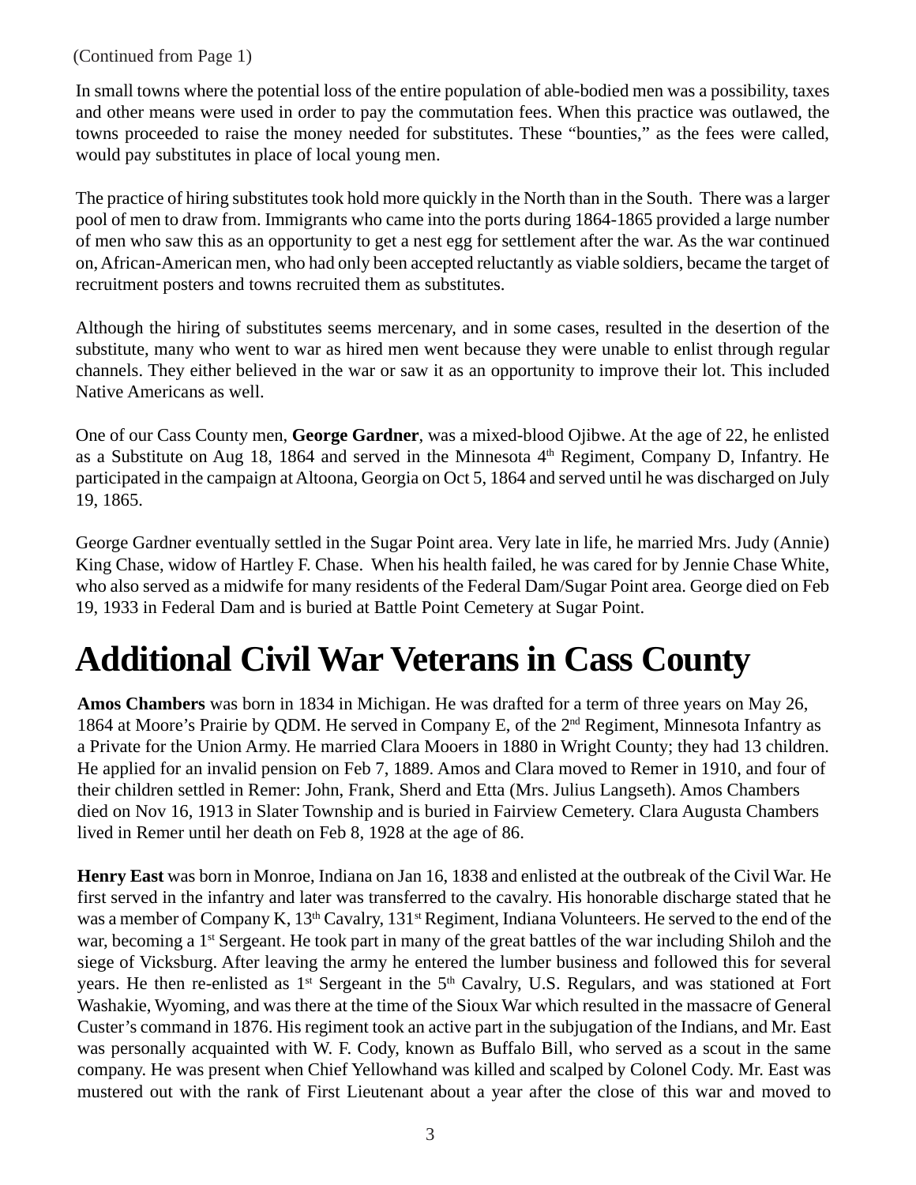(Continued from Page 1)

In small towns where the potential loss of the entire population of able-bodied men was a possibility, taxes and other means were used in order to pay the commutation fees. When this practice was outlawed, the towns proceeded to raise the money needed for substitutes. These "bounties," as the fees were called, would pay substitutes in place of local young men.

The practice of hiring substitutes took hold more quickly in the North than in the South. There was a larger pool of men to draw from. Immigrants who came into the ports during 1864-1865 provided a large number of men who saw this as an opportunity to get a nest egg for settlement after the war. As the war continued on, African-American men, who had only been accepted reluctantly as viable soldiers, became the target of recruitment posters and towns recruited them as substitutes.

Although the hiring of substitutes seems mercenary, and in some cases, resulted in the desertion of the substitute, many who went to war as hired men went because they were unable to enlist through regular channels. They either believed in the war or saw it as an opportunity to improve their lot. This included Native Americans as well.

One of our Cass County men, **George Gardner**, was a mixed-blood Ojibwe. At the age of 22, he enlisted as a Substitute on Aug 18, 1864 and served in the Minnesota 4th Regiment, Company D, Infantry. He participated in the campaign at Altoona, Georgia on Oct 5, 1864 and served until he was discharged on July 19, 1865.

George Gardner eventually settled in the Sugar Point area. Very late in life, he married Mrs. Judy (Annie) King Chase, widow of Hartley F. Chase. When his health failed, he was cared for by Jennie Chase White, who also served as a midwife for many residents of the Federal Dam/Sugar Point area. George died on Feb 19, 1933 in Federal Dam and is buried at Battle Point Cemetery at Sugar Point.

# Additional Civil War Veterans in Cass County

**Amos Chambers** was born in 1834 in Michigan. He was drafted for a term of three years on May 26, 1864 at Moore's Prairie by QDM. He served in Company E, of the 2nd Regiment, Minnesota Infantry as a Private for the Union Army. He married Clara Mooers in 1880 in Wright County; they had 13 children. He applied for an invalid pension on Feb 7, 1889. Amos and Clara moved to Remer in 1910, and four of their children settled in Remer: John, Frank, Sherd and Etta (Mrs. Julius Langseth). Amos Chambers died on Nov 16, 1913 in Slater Township and is buried in Fairview Cemetery. Clara Augusta Chambers lived in Remer until her death on Feb 8, 1928 at the age of 86.

**Henry East** was born in Monroe, Indiana on Jan 16, 1838 and enlisted at the outbreak of the Civil War. He first served in the infantry and later was transferred to the cavalry. His honorable discharge stated that he was a member of Company K, 13th Cavalry, 131st Regiment, Indiana Volunteers. He served to the end of the war, becoming a 1st Sergeant. He took part in many of the great battles of the war including Shiloh and the siege of Vicksburg. After leaving the army he entered the lumber business and followed this for several years. He then re-enlisted as 1st Sergeant in the 5th Cavalry, U.S. Regulars, and was stationed at Fort Washakie, Wyoming, and was there at the time of the Sioux War which resulted in the massacre of General Custer's command in 1876. His regiment took an active part in the subjugation of the Indians, and Mr. East was personally acquainted with W. F. Cody, known as Buffalo Bill, who served as a scout in the same company. He was present when Chief Yellowhand was killed and scalped by Colonel Cody. Mr. East was mustered out with the rank of First Lieutenant about a year after the close of this war and moved to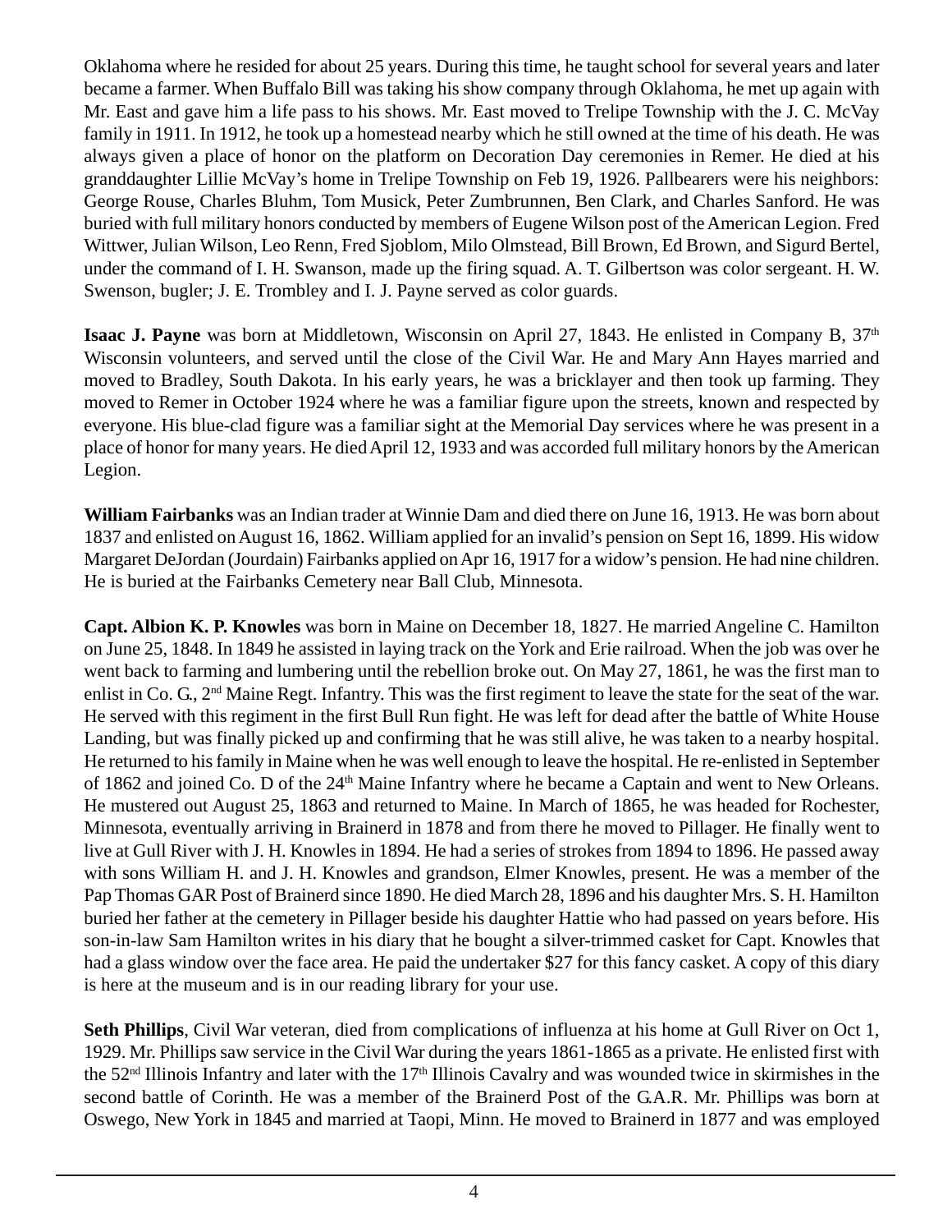Oklahoma where he resided for about 25 years. During this time, he taught school for several years and later became a farmer. When Buffalo Bill was taking his show company through Oklahoma, he met up again with Mr. East and gave him a life pass to his shows. Mr. East moved to Trelipe Township with the J. C. McVay family in 1911. In 1912, he took up a homestead nearby which he still owned at the time of his death. He was always given a place of honor on the platform on Decoration Day ceremonies in Remer. He died at his granddaughter Lillie McVay's home in Trelipe Township on Feb 19, 1926. Pallbearers were his neighbors: George Rouse, Charles Bluhm, Tom Musick, Peter Zumbrunnen, Ben Clark, and Charles Sanford. He was buried with full military honors conducted by members of Eugene Wilson post of the American Legion. Fred Wittwer, Julian Wilson, Leo Renn, Fred Sjoblom, Milo Olmstead, Bill Brown, Ed Brown, and Sigurd Bertel, under the command of I. H. Swanson, made up the firing squad. A. T. Gilbertson was color sergeant. H. W. Swenson, bugler; J. E. Trombley and I. J. Payne served as color guards.

**Isaac J. Payne** was born at Middletown, Wisconsin on April 27, 1843. He enlisted in Company B, 37th Wisconsin volunteers, and served until the close of the Civil War. He and Mary Ann Hayes married and moved to Bradley, South Dakota. In his early years, he was a bricklayer and then took up farming. They moved to Remer in October 1924 where he was a familiar figure upon the streets, known and respected by everyone. His blue-clad figure was a familiar sight at the Memorial Day services where he was present in a place of honor for many years. He died April 12, 1933 and was accorded full military honors by the American Legion.

**William Fairbanks** was an Indian trader at Winnie Dam and died there on June 16, 1913. He was born about 1837 and enlisted on August 16, 1862. William applied for an invalid's pension on Sept 16, 1899. His widow Margaret DeJordan (Jourdain) Fairbanks applied on Apr 16, 1917 for a widow's pension. He had nine children. He is buried at the Fairbanks Cemetery near Ball Club, Minnesota.

**Capt. Albion K. P. Knowles** was born in Maine on December 18, 1827. He married Angeline C. Hamilton on June 25, 1848. In 1849 he assisted in laying track on the York and Erie railroad. When the job was over he went back to farming and lumbering until the rebellion broke out. On May 27, 1861, he was the first man to enlist in Co. G., 2nd Maine Regt. Infantry. This was the first regiment to leave the state for the seat of the war. He served with this regiment in the first Bull Run fight. He was left for dead after the battle of White House Landing, but was finally picked up and confirming that he was still alive, he was taken to a nearby hospital. He returned to his family in Maine when he was well enough to leave the hospital. He re-enlisted in September of 1862 and joined Co. D of the 24th Maine Infantry where he became a Captain and went to New Orleans. He mustered out August 25, 1863 and returned to Maine. In March of 1865, he was headed for Rochester, Minnesota, eventually arriving in Brainerd in 1878 and from there he moved to Pillager. He finally went to live at Gull River with J. H. Knowles in 1894. He had a series of strokes from 1894 to 1896. He passed away with sons William H. and J. H. Knowles and grandson, Elmer Knowles, present. He was a member of the Pap Thomas GAR Post of Brainerd since 1890. He died March 28, 1896 and his daughter Mrs. S. H. Hamilton buried her father at the cemetery in Pillager beside his daughter Hattie who had passed on years before. His son-in-law Sam Hamilton writes in his diary that he bought a silver-trimmed casket for Capt. Knowles that had a glass window over the face area. He paid the undertaker $27 for this fancy casket. A copy of this diary is here at the museum and is in our reading library for your use.

**Seth Phillips**, Civil War veteran, died from complications of influenza at his home at Gull River on Oct 1, 1929. Mr. Phillips saw service in the Civil War during the years 1861-1865 as a private. He enlisted first with the 52nd Illinois Infantry and later with the 17th Illinois Cavalry and was wounded twice in skirmishes in the second battle of Corinth. He was a member of the Brainerd Post of the G.A.R. Mr. Phillips was born at Oswego, New York in 1845 and married at Taopi, Minn. He moved to Brainerd in 1877 and was employed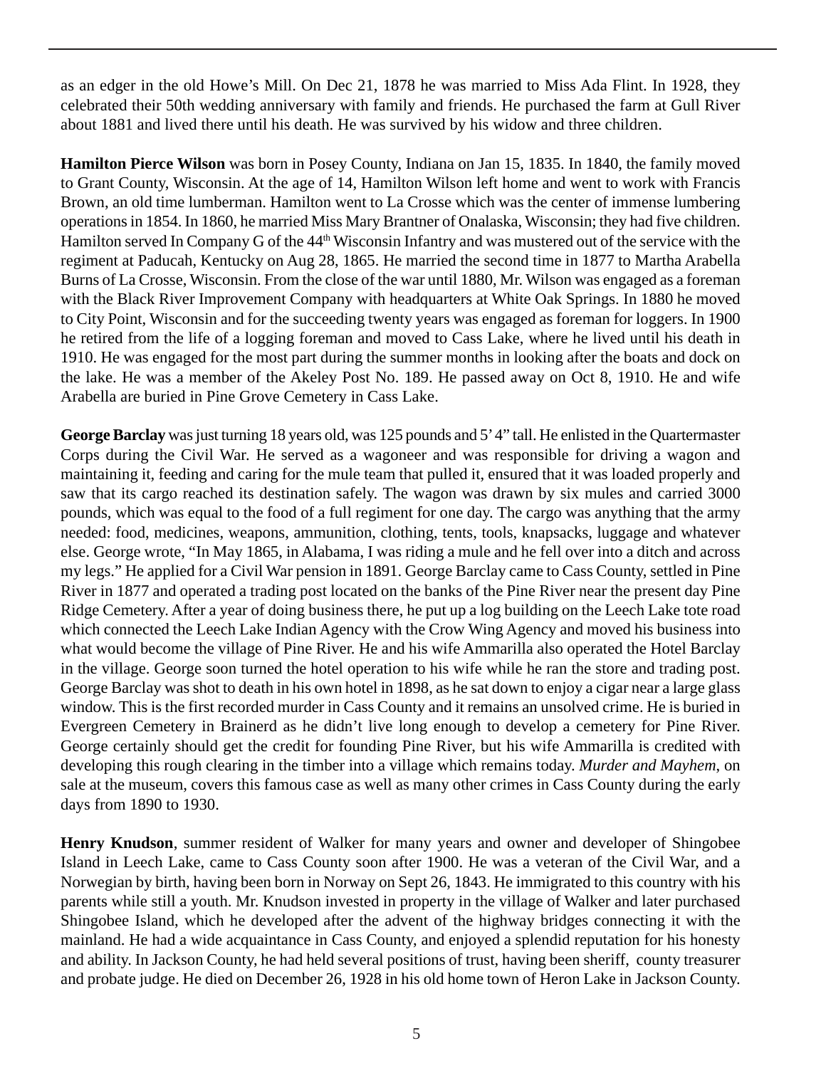as an edger in the old Howe's Mill. On Dec 21, 1878 he was married to Miss Ada Flint. In 1928, they celebrated their 50th wedding anniversary with family and friends. He purchased the farm at Gull River about 1881 and lived there until his death. He was survived by his widow and three children.

**Hamilton Pierce Wilson** was born in Posey County, Indiana on Jan 15, 1835. In 1840, the family moved to Grant County, Wisconsin. At the age of 14, Hamilton Wilson left home and went to work with Francis Brown, an old time lumberman. Hamilton went to La Crosse which was the center of immense lumbering operations in 1854. In 1860, he married Miss Mary Brantner of Onalaska, Wisconsin; they had five children. Hamilton served In Company G of the 44th Wisconsin Infantry and was mustered out of the service with the regiment at Paducah, Kentucky on Aug 28, 1865. He married the second time in 1877 to Martha Arabella Burns of La Crosse, Wisconsin. From the close of the war until 1880, Mr. Wilson was engaged as a foreman with the Black River Improvement Company with headquarters at White Oak Springs. In 1880 he moved to City Point, Wisconsin and for the succeeding twenty years was engaged as foreman for loggers. In 1900 he retired from the life of a logging foreman and moved to Cass Lake, where he lived until his death in 1910. He was engaged for the most part during the summer months in looking after the boats and dock on the lake. He was a member of the Akeley Post No. 189. He passed away on Oct 8, 1910. He and wife Arabella are buried in Pine Grove Cemetery in Cass Lake.

**George Barclay** was just turning 18 years old, was 125 pounds and 5' 4" tall. He enlisted in the Quartermaster Corps during the Civil War. He served as a wagoneer and was responsible for driving a wagon and maintaining it, feeding and caring for the mule team that pulled it, ensured that it was loaded properly and saw that its cargo reached its destination safely. The wagon was drawn by six mules and carried 3000 pounds, which was equal to the food of a full regiment for one day. The cargo was anything that the army needed: food, medicines, weapons, ammunition, clothing, tents, tools, knapsacks, luggage and whatever else. George wrote, "In May 1865, in Alabama, I was riding a mule and he fell over into a ditch and across my legs." He applied for a Civil War pension in 1891. George Barclay came to Cass County, settled in Pine River in 1877 and operated a trading post located on the banks of the Pine River near the present day Pine Ridge Cemetery. After a year of doing business there, he put up a log building on the Leech Lake tote road which connected the Leech Lake Indian Agency with the Crow Wing Agency and moved his business into what would become the village of Pine River. He and his wife Ammarilla also operated the Hotel Barclay in the village. George soon turned the hotel operation to his wife while he ran the store and trading post. George Barclay was shot to death in his own hotel in 1898, as he sat down to enjoy a cigar near a large glass window. This is the first recorded murder in Cass County and it remains an unsolved crime. He is buried in Evergreen Cemetery in Brainerd as he didn't live long enough to develop a cemetery for Pine River. George certainly should get the credit for founding Pine River, but his wife Ammarilla is credited with developing this rough clearing in the timber into a village which remains today. *Murder and Mayhem*, on sale at the museum, covers this famous case as well as many other crimes in Cass County during the early days from 1890 to 1930.

**Henry Knudson**, summer resident of Walker for many years and owner and developer of Shingobee Island in Leech Lake, came to Cass County soon after 1900. He was a veteran of the Civil War, and a Norwegian by birth, having been born in Norway on Sept 26, 1843. He immigrated to this country with his parents while still a youth. Mr. Knudson invested in property in the village of Walker and later purchased Shingobee Island, which he developed after the advent of the highway bridges connecting it with the mainland. He had a wide acquaintance in Cass County, and enjoyed a splendid reputation for his honesty and ability. In Jackson County, he had held several positions of trust, having been sheriff, county treasurer and probate judge. He died on December 26, 1928 in his old home town of Heron Lake in Jackson County.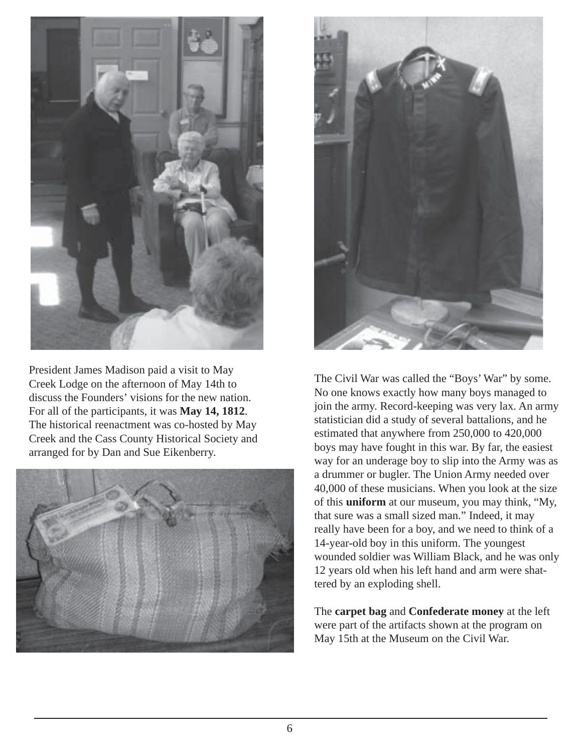President James Madison paid a visit to May Creek Lodge on the afternoon of May 14th to discuss the Founders' visions for the new nation. For all of the participants, it was **May 14, 1812**. The historical reenactment was co-hosted by May Creek and the Cass County Historical Society and arranged for by Dan and Sue Eikenberry.

The Civil War was called the "Boys' War" by some. No one knows exactly how many boys managed to join the army. Record-keeping was very lax. An army statistician did a study of several battalions, and he estimated that anywhere from 250,000 to 420,000 boys may have fought in this war. By far, the easiest way for an underage boy to slip into the Army was as a drummer or bugler. The Union Army needed over 40,000 of these musicians. When you look at the size of this **uniform** at our museum, you may think, "My, that sure was a small sized man." Indeed, it may really have been for a boy, and we need to think of a 14-year-old boy in this uniform. The youngest wounded soldier was William Black, and he was only 12 years old when his left hand and arm were shattered by an exploding shell.

The **carpet bag** and **Confederate money** at the left were part of the artifacts shown at the program on May 15th at the Museum on the Civil War.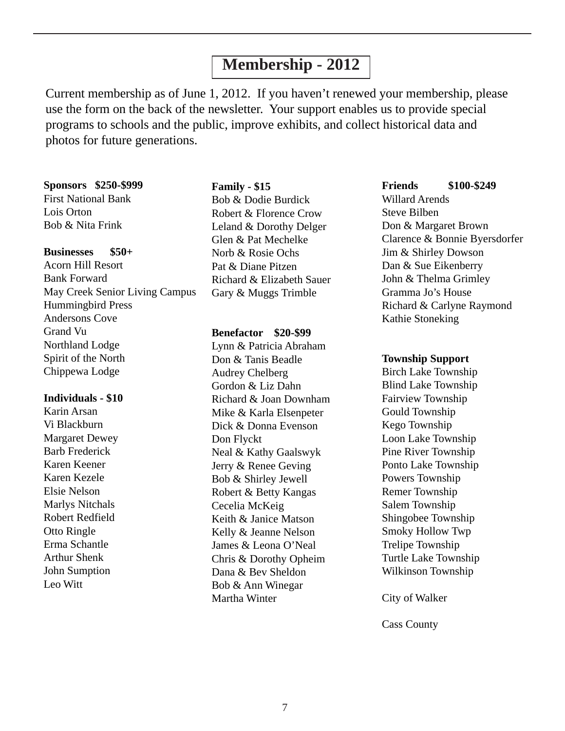# Membership - 2012

Current membership as of June 1, 2012. If you haven't renewed your membership, please use the form on the back of the newsletter. Your support enables us to provide special programs to schools and the public, improve exhibits, and collect historical data and photos for future generations.

**Sponsors $250-$999**
First National Bank
Lois Orton
Bob & Nita Frink

**Businesses $50+**
Acorn Hill Resort
Bank Forward
May Creek Senior Living Campus
Hummingbird Press
Andersons Cove
Grand Vu
Northland Lodge
Spirit of the North
Chippewa Lodge

**Individuals - $10**
Karin Arsan
Vi Blackburn
Margaret Dewey
Barb Frederick
Karen Keener
Karen Kezele
Elsie Nelson
Marlys Nitchals
Robert Redfield
Otto Ringle
Erma Schantle
Arthur Shenk
John Sumption
Leo Witt

**Family - $15**
Bob & Dodie Burdick
Robert & Florence Crow
Leland & Dorothy Delger
Glen & Pat Mechelke
Norb & Rosie Ochs
Pat & Diane Pitzen
Richard & Elizabeth Sauer
Gary & Muggs Trimble

**Benefactor $20-$99**
Lynn & Patricia Abraham
Don & Tanis Beadle
Audrey Chelberg
Gordon & Liz Dahn
Richard & Joan Downham
Mike & Karla Elsenpeter
Dick & Donna Evenson
Don Flyckt
Neal & Kathy Gaalswyk
Jerry & Renee Geving
Bob & Shirley Jewell
Robert & Betty Kangas
Cecelia McKeig
Keith & Janice Matson
Kelly & Jeanne Nelson
James & Leona O'Neal
Chris & Dorothy Opheim
Dana & Bev Sheldon
Bob & Ann Winegar
Martha Winter

**Friends $100-$249**
Willard Arends
Steve Bilben
Don & Margaret Brown
Clarence & Bonnie Byersdorfer
Jim & Shirley Dowson
Dan & Sue Eikenberry
John & Thelma Grimley
Gramma Jo's House
Richard & Carlyne Raymond
Kathie Stoneking

**Township Support**
Birch Lake Township
Blind Lake Township
Fairview Township
Gould Township
Kego Township
Loon Lake Township
Pine River Township
Ponto Lake Township
Powers Township
Remer Township
Salem Township
Shingobee Township
Smoky Hollow Twp
Trelipe Township
Turtle Lake Township
Wilkinson Township

City of Walker

Cass County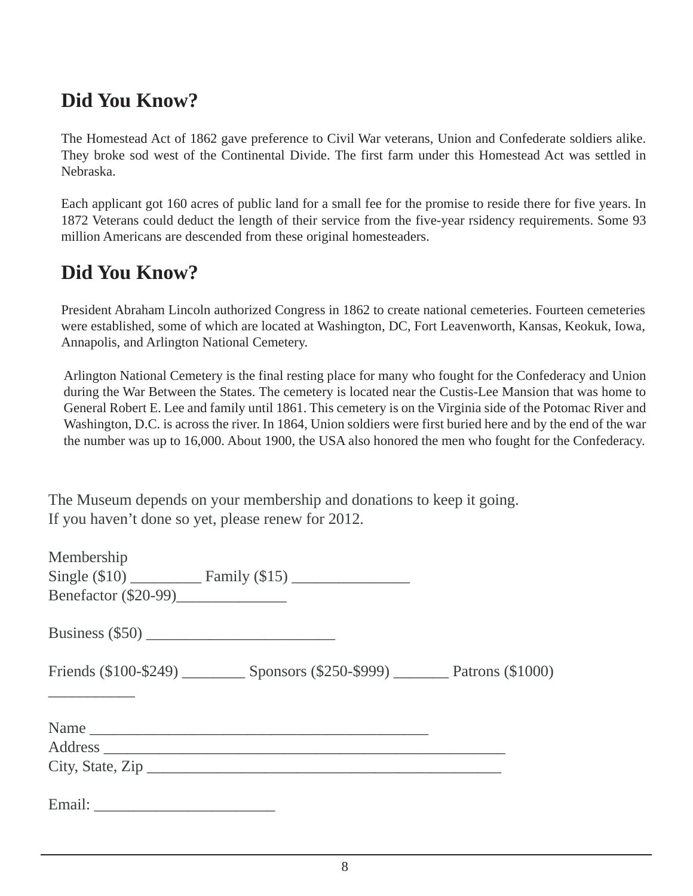## Did You Know?

The Homestead Act of 1862 gave preference to Civil War veterans, Union and Confederate soldiers alike. They broke sod west of the Continental Divide. The first farm under this Homestead Act was settled in Nebraska.

Each applicant got 160 acres of public land for a small fee for the promise to reside there for five years. In 1872 Veterans could deduct the length of their service from the five-year rsidency requirements. Some 93 million Americans are descended from these original homesteaders.

## Did You Know?

President Abraham Lincoln authorized Congress in 1862 to create national cemeteries. Fourteen cemeteries were established, some of which are located at Washington, DC, Fort Leavenworth, Kansas, Keokuk, Iowa, Annapolis, and Arlington National Cemetery.

Arlington National Cemetery is the final resting place for many who fought for the Confederacy and Union during the War Between the States. The cemetery is located near the Custis-Lee Mansion that was home to General Robert E. Lee and family until 1861. This cemetery is on the Virginia side of the Potomac River and Washington, D.C. is across the river. In 1864, Union soldiers were first buried here and by the end of the war the number was up to 16,000. About 1900, the USA also honored the men who fought for the Confederacy.

The Museum depends on your membership and donations to keep it going.
If you haven't done so yet, please renew for 2012.

Membership
Single ($10) _________ Family ($15) _______________
Benefactor ($20-99)______________

Business ($50) ________________________

Friends ($100-$249) ________ Sponsors ($250-$999) _______ Patrons ($1000) ___________

Name ____________________________________________
Address ____________________________________________________
City, State, Zip ______________________________________________

Email: _______________________